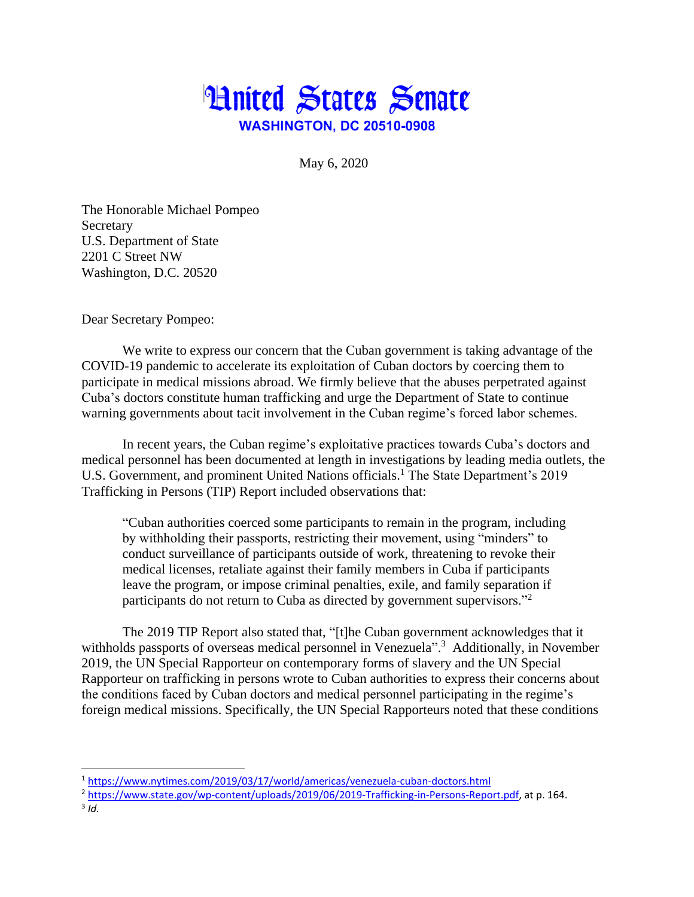# United States Senate

**WASHINGTON, DC 20510-0908**

May 6, 2020

The Honorable Michael Pompeo
Secretary
U.S. Department of State
2201 C Street NW
Washington, D.C. 20520

Dear Secretary Pompeo:

We write to express our concern that the Cuban government is taking advantage of the COVID-19 pandemic to accelerate its exploitation of Cuban doctors by coercing them to participate in medical missions abroad. We firmly believe that the abuses perpetrated against Cuba's doctors constitute human trafficking and urge the Department of State to continue warning governments about tacit involvement in the Cuban regime's forced labor schemes.

In recent years, the Cuban regime's exploitative practices towards Cuba's doctors and medical personnel has been documented at length in investigations by leading media outlets, the U.S. Government, and prominent United Nations officials.[1] The State Department's 2019 Trafficking in Persons (TIP) Report included observations that:

> "Cuban authorities coerced some participants to remain in the program, including by withholding their passports, restricting their movement, using "minders" to conduct surveillance of participants outside of work, threatening to revoke their medical licenses, retaliate against their family members in Cuba if participants leave the program, or impose criminal penalties, exile, and family separation if participants do not return to Cuba as directed by government supervisors."[2]

The 2019 TIP Report also stated that, "[t]he Cuban government acknowledges that it withholds passports of overseas medical personnel in Venezuela".[3] Additionally, in November 2019, the UN Special Rapporteur on contemporary forms of slavery and the UN Special Rapporteur on trafficking in persons wrote to Cuban authorities to express their concerns about the conditions faced by Cuban doctors and medical personnel participating in the regime's foreign medical missions. Specifically, the UN Special Rapporteurs noted that these conditions

---

[1] https://www.nytimes.com/2019/03/17/world/americas/venezuela-cuban-doctors.html

[2] https://www.state.gov/wp-content/uploads/2019/06/2019-Trafficking-in-Persons-Report.pdf, at p. 164.

[3] *Id.*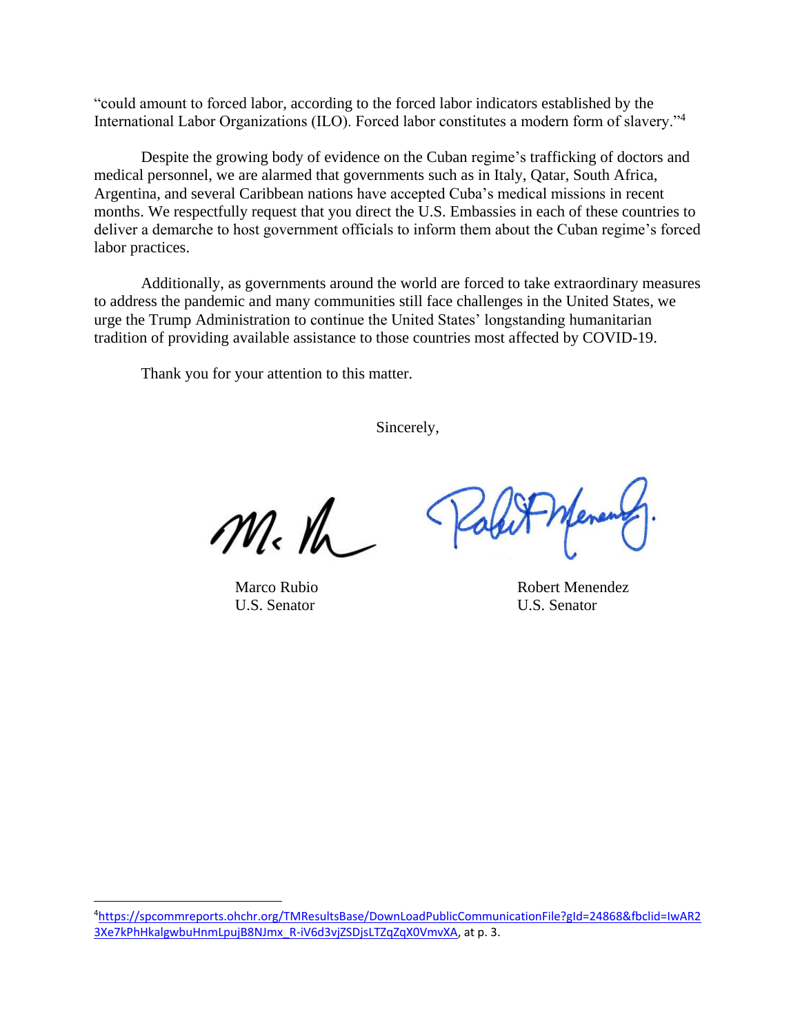"could amount to forced labor, according to the forced labor indicators established by the International Labor Organizations (ILO). Forced labor constitutes a modern form of slavery."[4]

Despite the growing body of evidence on the Cuban regime's trafficking of doctors and medical personnel, we are alarmed that governments such as in Italy, Qatar, South Africa, Argentina, and several Caribbean nations have accepted Cuba's medical missions in recent months. We respectfully request that you direct the U.S. Embassies in each of these countries to deliver a demarche to host government officials to inform them about the Cuban regime's forced labor practices.

Additionally, as governments around the world are forced to take extraordinary measures to address the pandemic and many communities still face challenges in the United States, we urge the Trump Administration to continue the United States' longstanding humanitarian tradition of providing available assistance to those countries most affected by COVID-19.

Thank you for your attention to this matter.

Sincerely,

Marco Rubio
U.S. Senator

Robert Menendez
U.S. Senator

---

[4]https://spcommreports.ohchr.org/TMResultsBase/DownLoadPublicCommunicationFile?gId=24868&fbclid=IwAR23Xe7kPhHkalgwbuHnmLpujB8NJmx_R-iV6d3vjZSDjsLTZqZqX0VmvXA, at p. 3.